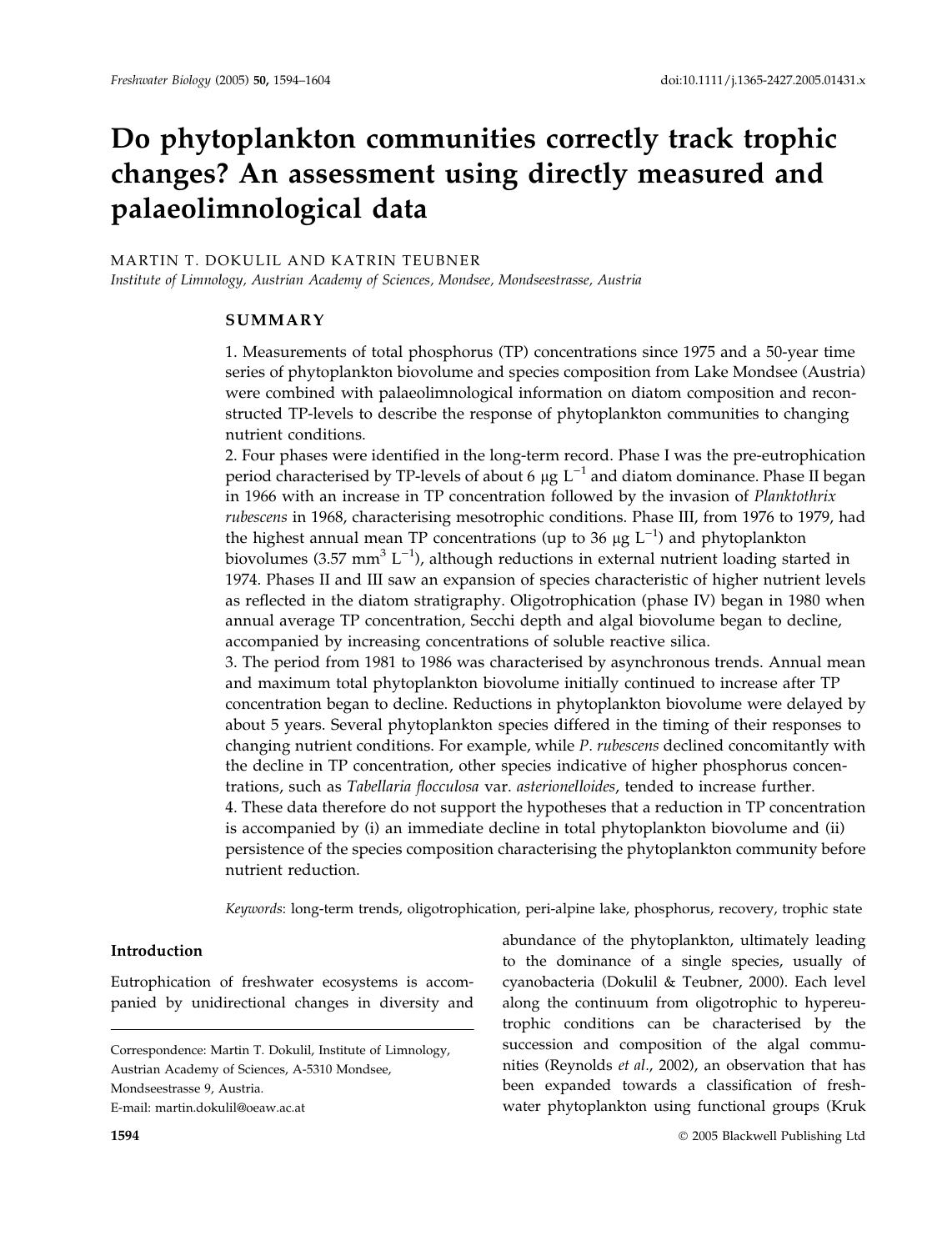# Do phytoplankton communities correctly track trophic changes? An assessment using directly measured and palaeolimnological data

MARTIN T. DOKULIL AND KATRIN TEUBNER

*Institute of Limnology, Austrian Academy of Sciences, Mondsee, Mondseestrasse, Austria*

## SUMMARY

1. Measurements of total phosphorus (TP) concentrations since 1975 and a 50-year time series of phytoplankton biovolume and species composition from Lake Mondsee (Austria) were combined with palaeolimnological information on diatom composition and reconstructed TP-levels to describe the response of phytoplankton communities to changing nutrient conditions.
2. Four phases were identified in the long-term record. Phase I was the pre-eutrophication period characterised by TP-levels of about 6 $\mu g\ L^{-1}$ and diatom dominance. Phase II began in 1966 with an increase in TP concentration followed by the invasion of *Planktothrix rubescens* in 1968, characterising mesotrophic conditions. Phase III, from 1976 to 1979, had the highest annual mean TP concentrations (up to 36 $\mu g\ L^{-1}$) and phytoplankton biovolumes (3.57 $mm^3\ L^{-1}$), although reductions in external nutrient loading started in 1974. Phases II and III saw an expansion of species characteristic of higher nutrient levels as reflected in the diatom stratigraphy. Oligotrophication (phase IV) began in 1980 when annual average TP concentration, Secchi depth and algal biovolume began to decline, accompanied by increasing concentrations of soluble reactive silica.
3. The period from 1981 to 1986 was characterised by asynchronous trends. Annual mean and maximum total phytoplankton biovolume initially continued to increase after TP concentration began to decline. Reductions in phytoplankton biovolume were delayed by about 5 years. Several phytoplankton species differed in the timing of their responses to changing nutrient conditions. For example, while *P. rubescens* declined concomitantly with the decline in TP concentration, other species indicative of higher phosphorus concentrations, such as *Tabellaria flocculosa* var. *asterionelloides*, tended to increase further.
4. These data therefore do not support the hypotheses that a reduction in TP concentration is accompanied by (i) an immediate decline in total phytoplankton biovolume and (ii) persistence of the species composition characterising the phytoplankton community before nutrient reduction.

*Keywords*: long-term trends, oligotrophication, peri-alpine lake, phosphorus, recovery, trophic state

## Introduction

Eutrophication of freshwater ecosystems is accompanied by unidirectional changes in diversity and abundance of the phytoplankton, ultimately leading to the dominance of a single species, usually of cyanobacteria (Dokulil & Teubner, 2000). Each level along the continuum from oligotrophic to hypereutrophic conditions can be characterised by the succession and composition of the algal communities (Reynolds *et al*., 2002), an observation that has been expanded towards a classification of freshwater phytoplankton using functional groups (Kruk

Correspondence: Martin T. Dokulil, Institute of Limnology, Austrian Academy of Sciences, A-5310 Mondsee, Mondseestrasse 9, Austria.
E-mail: martin.dokulil@oeaw.ac.at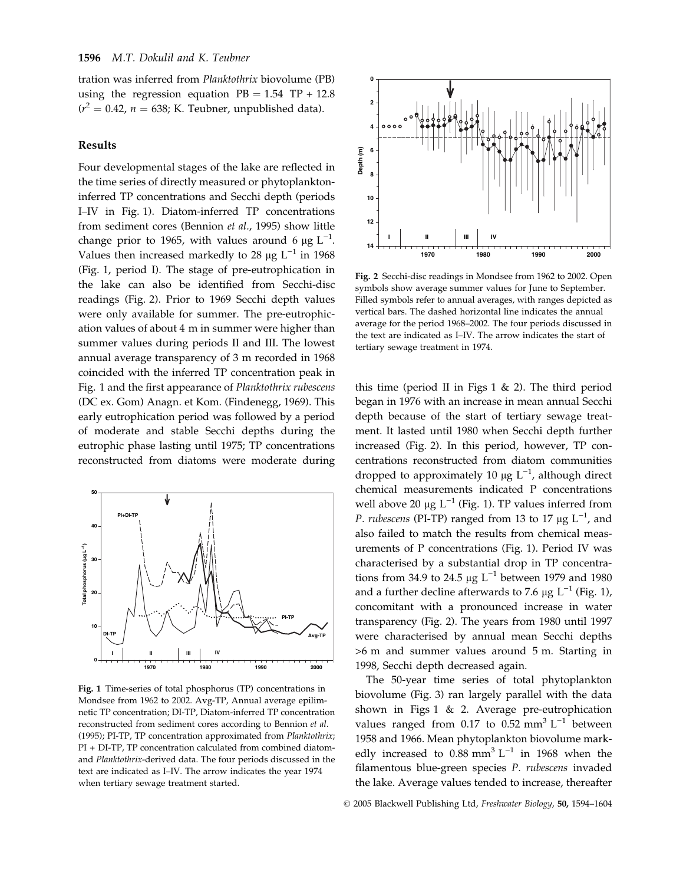tration was inferred from *Planktothrix* biovolume (PB) using the regression equation $PB = 1.54\ TP + 12.8$ ($r^2 = 0.42$, $n = 638$; K. Teubner, unpublished data).

## Results

Four developmental stages of the lake are reflected in the time series of directly measured or phytoplankton-inferred TP concentrations and Secchi depth (periods I–IV in Fig. 1). Diatom-inferred TP concentrations from sediment cores (Bennion *et al.*, 1995) show little change prior to 1965, with values around 6 $\mu g\ L^{-1}$. Values then increased markedly to 28 $\mu g\ L^{-1}$ in 1968 (Fig. 1, period I). The stage of pre-eutrophication in the lake can also be identified from Secchi-disc readings (Fig. 2). Prior to 1969 Secchi depth values were only available for summer. The pre-eutrophication values of about 4 m in summer were higher than summer values during periods II and III. The lowest annual average transparency of 3 m recorded in 1968 coincided with the inferred TP concentration peak in Fig. 1 and the first appearance of *Planktothrix rubescens* (DC ex. Gom) Anagn. et Kom. (Findenegg, 1969). This early eutrophication period was followed by a period of moderate and stable Secchi depths during the eutrophic phase lasting until 1975; TP concentrations reconstructed from diatoms were moderate during this time (period II in Figs 1 & 2). The third period began in 1976 with an increase in mean annual Secchi depth because of the start of tertiary sewage treatment. It lasted until 1980 when Secchi depth further increased (Fig. 2). In this period, however, TP concentrations reconstructed from diatom communities dropped to approximately 10 $\mu g\ L^{-1}$, although direct chemical measurements indicated P concentrations well above 20 $\mu g\ L^{-1}$ (Fig. 1). TP values inferred from *P. rubescens* (PI-TP) ranged from 13 to 17 $\mu g\ L^{-1}$, and also failed to match the results from chemical measurements of P concentrations (Fig. 1). Period IV was characterised by a substantial drop in TP concentrations from 34.9 to 24.5 $\mu g\ L^{-1}$ between 1979 and 1980 and a further decline afterwards to 7.6 $\mu g\ L^{-1}$ (Fig. 1), concomitant with a pronounced increase in water transparency (Fig. 2). The years from 1980 until 1997 were characterised by annual mean Secchi depths >6 m and summer values around 5 m. Starting in 1998, Secchi depth decreased again.

**Fig. 1** Time-series of total phosphorus (TP) concentrations in Mondsee from 1962 to 2002. Avg-TP, Annual average epilimnetic TP concentration; DI-TP, Diatom-inferred TP concentration reconstructed from sediment cores according to Bennion *et al.* (1995); PI-TP, TP concentration approximated from *Planktothrix*; PI + DI-TP, TP concentration calculated from combined diatom- and *Planktothrix*-derived data. The four periods discussed in the text are indicated as I–IV. The arrow indicates the year 1974 when tertiary sewage treatment started.

**Fig. 2** Secchi-disc readings in Mondsee from 1962 to 2002. Open symbols show average summer values for June to September. Filled symbols refer to annual averages, with ranges depicted as vertical bars. The dashed horizontal line indicates the annual average for the period 1968–2002. The four periods discussed in the text are indicated as I–IV. The arrow indicates the start of tertiary sewage treatment in 1974.

The 50-year time series of total phytoplankton biovolume (Fig. 3) ran largely parallel with the data shown in Figs 1 & 2. Average pre-eutrophication values ranged from 0.17 to 0.52 $mm^3\ L^{-1}$ between 1958 and 1966. Mean phytoplankton biovolume markedly increased to 0.88 $mm^3\ L^{-1}$ in 1968 when the filamentous blue-green species *P. rubescens* invaded the lake. Average values tended to increase, thereafter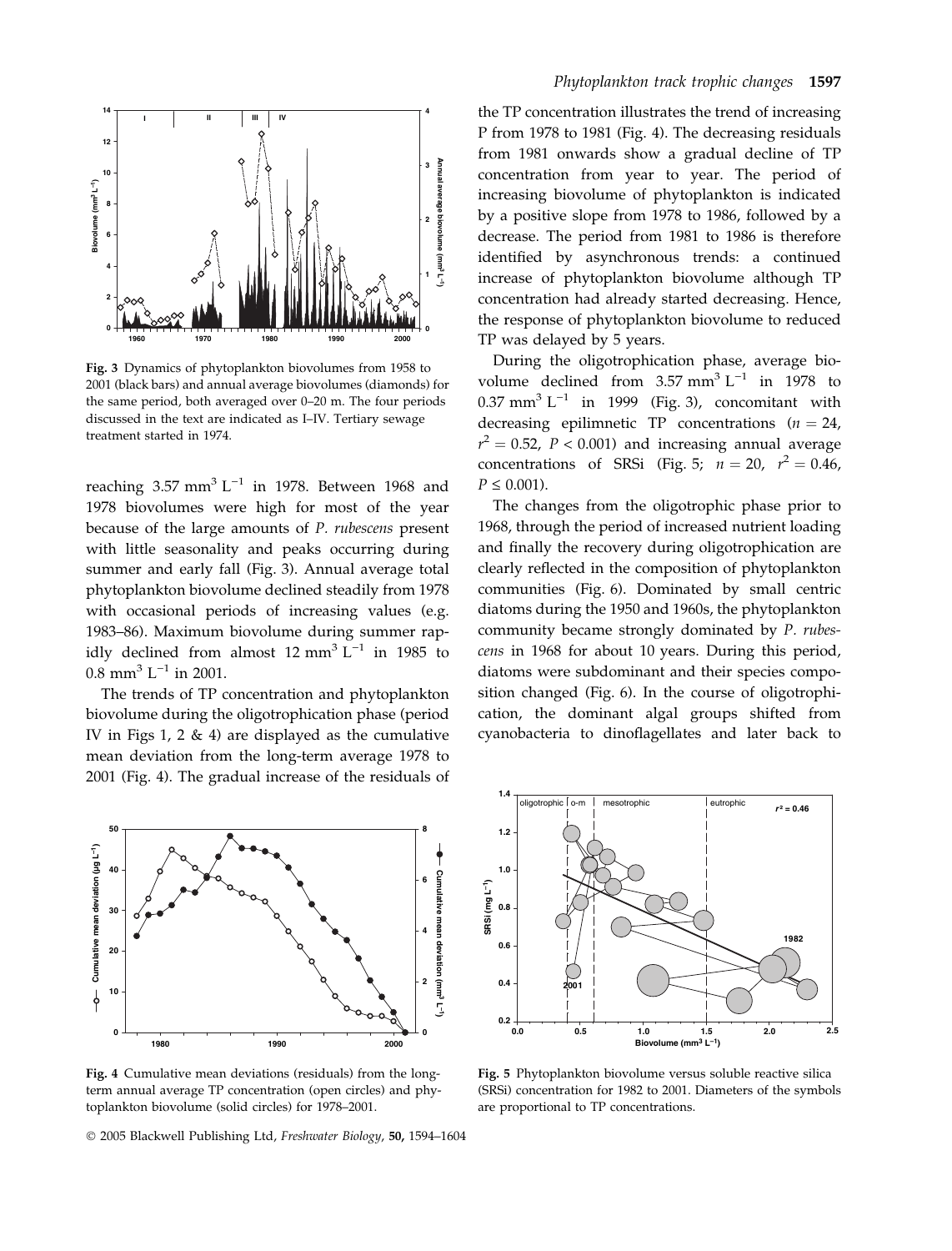Fig. 3 Dynamics of phytoplankton biovolumes from 1958 to 2001 (black bars) and annual average biovolumes (diamonds) for the same period, both averaged over 0–20 m. The four periods discussed in the text are indicated as I–IV. Tertiary sewage treatment started in 1974.

reaching 3.57 $mm^3 L^{-1}$ in 1978. Between 1968 and 1978 biovolumes were high for most of the year because of the large amounts of *P. rubescens* present with little seasonality and peaks occurring during summer and early fall (Fig. 3). Annual average total phytoplankton biovolume declined steadily from 1978 with occasional periods of increasing values (e.g. 1983–86). Maximum biovolume during summer rapidly declined from almost 12 $mm^3 L^{-1}$ in 1985 to 0.8 $mm^3 L^{-1}$ in 2001.

The trends of TP concentration and phytoplankton biovolume during the oligotrophication phase (period IV in Figs 1, 2 & 4) are displayed as the cumulative mean deviation from the long-term average 1978 to 2001 (Fig. 4). The gradual increase of the residuals of the TP concentration illustrates the trend of increasing P from 1978 to 1981 (Fig. 4). The decreasing residuals from 1981 onwards show a gradual decline of TP concentration from year to year. The period of increasing biovolume of phytoplankton is indicated by a positive slope from 1978 to 1986, followed by a decrease. The period from 1981 to 1986 is therefore identified by asynchronous trends: a continued increase of phytoplankton biovolume although TP concentration had already started decreasing. Hence, the response of phytoplankton biovolume to reduced TP was delayed by 5 years.

During the oligotrophication phase, average biovolume declined from 3.57 $mm^3 L^{-1}$ in 1978 to 0.37 $mm^3 L^{-1}$ in 1999 (Fig. 3), concomitant with decreasing epilimnetic TP concentrations ($n = 24$, $r^2 = 0.52$, $P < 0.001$) and increasing annual average concentrations of SRSi (Fig. 5; $n = 20$, $r^2 = 0.46$, $P \leq 0.001$).

The changes from the oligotrophic phase prior to 1968, through the period of increased nutrient loading and finally the recovery during oligotrophication are clearly reflected in the composition of phytoplankton communities (Fig. 6). Dominated by small centric diatoms during the 1950 and 1960s, the phytoplankton community became strongly dominated by *P. rubescens* in 1968 for about 10 years. During this period, diatoms were subdominant and their species composition changed (Fig. 6). In the course of oligotrophication, the dominant algal groups shifted from cyanobacteria to dinoflagellates and later back to

Fig. 4 Cumulative mean deviations (residuals) from the long-term annual average TP concentration (open circles) and phytoplankton biovolume (solid circles) for 1978–2001.

Fig. 5 Phytoplankton biovolume versus soluble reactive silica (SRSi) concentration for 1982 to 2001. Diameters of the symbols are proportional to TP concentrations.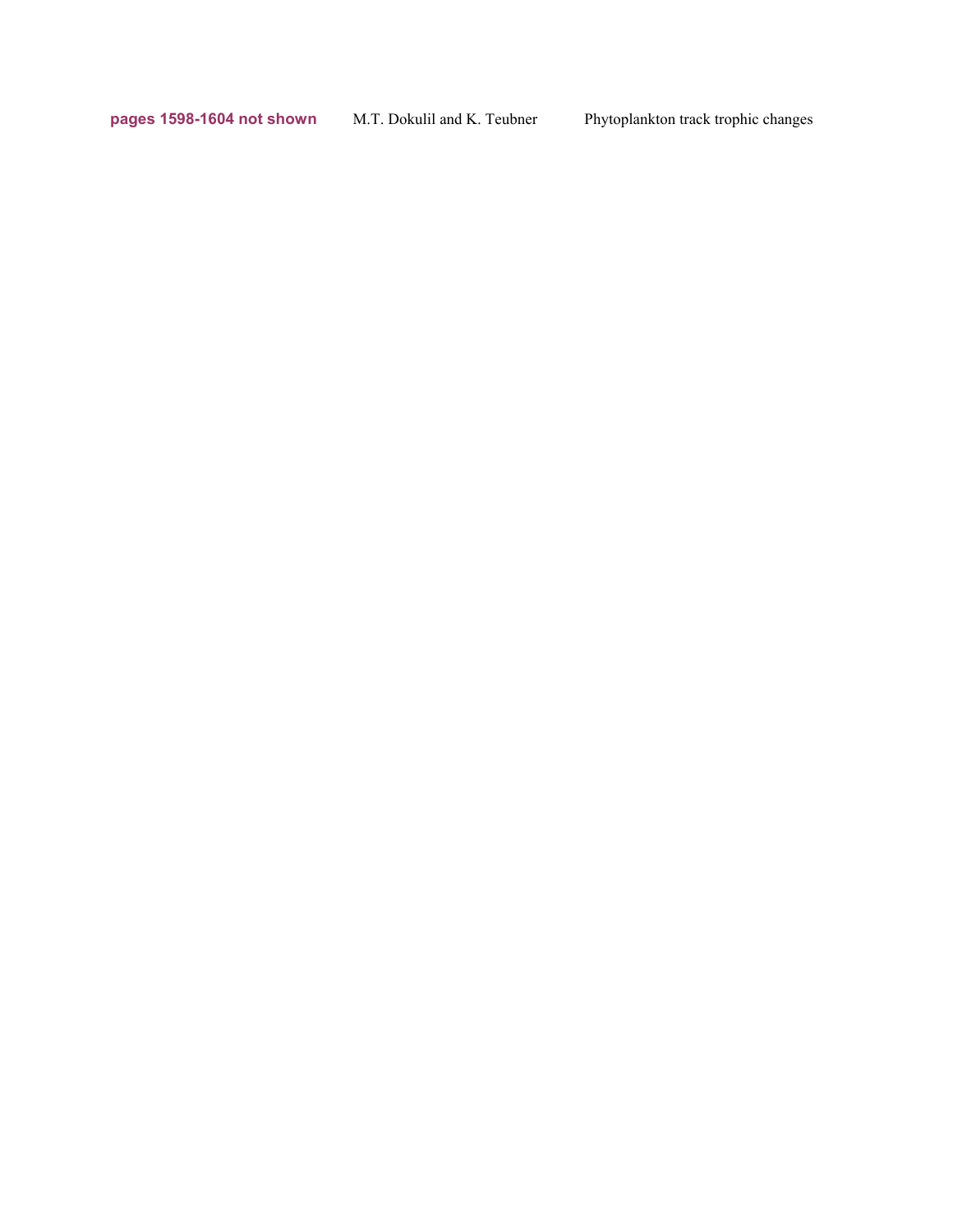pages 1598-1604 not shown